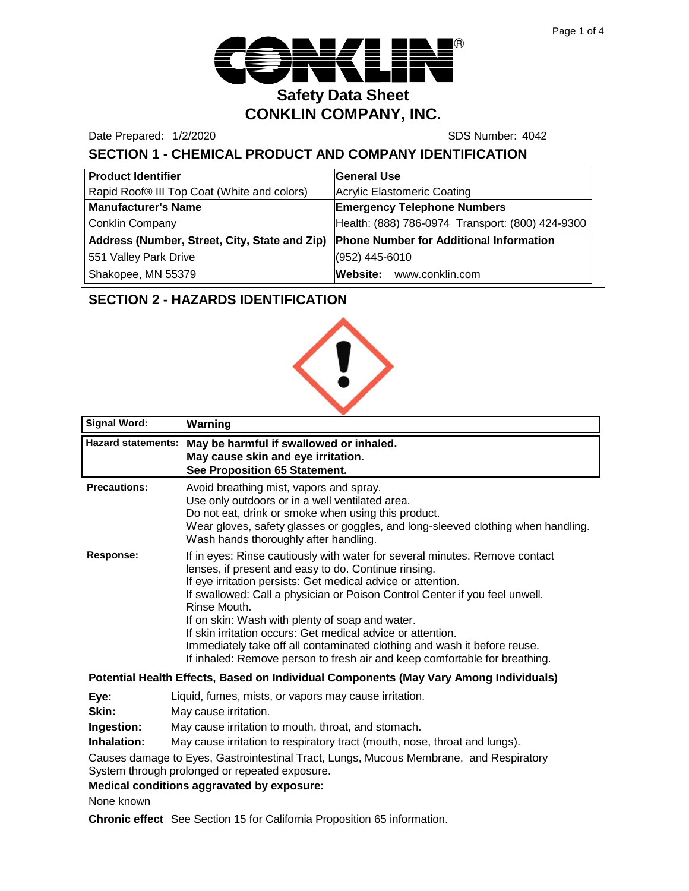# Safety Data Sheet

# CONKLIN COMPANY, INC.

Date Prepared: 1/2/2020 SDS Number: 4042

## SECTION 1 - CHEMICAL PRODUCT AND COMPANY IDENTIFICATION

| **Product Identifier** | **General Use** |
|---|---|
| Rapid Roof® III Top Coat (White and colors) | Acrylic Elastomeric Coating |
| **Manufacturer's Name** | **Emergency Telephone Numbers** |
| Conklin Company | Health: (888) 786-0974 Transport: (800) 424-9300 |
| **Address (Number, Street, City, State and Zip)** | **Phone Number for Additional Information** |
| 551 Valley Park Drive | (952) 445-6010 |
| Shakopee, MN 55379 | **Website:** www.conklin.com |

## SECTION 2 - HAZARDS IDENTIFICATION

| **Signal Word:** | **Warning** |
|---|---|
| **Hazard statements:** | **May be harmful if swallowed or inhaled.** **May cause skin and eye irritation.** **See Proposition 65 Statement.** |

**Precautions:**
Avoid breathing mist, vapors and spray.
Use only outdoors or in a well ventilated area.
Do not eat, drink or smoke when using this product.
Wear gloves, safety glasses or goggles, and long-sleeved clothing when handling.
Wash hands thoroughly after handling.

**Response:**
If in eyes: Rinse cautiously with water for several minutes. Remove contact lenses, if present and easy to do. Continue rinsing.
If eye irritation persists: Get medical advice or attention.
If swallowed: Call a physician or Poison Control Center if you feel unwell. Rinse Mouth.
If on skin: Wash with plenty of soap and water.
If skin irritation occurs: Get medical advice or attention.
Immediately take off all contaminated clothing and wash it before reuse.
If inhaled: Remove person to fresh air and keep comfortable for breathing.

**Potential Health Effects, Based on Individual Components (May Vary Among Individuals)**

**Eye:** Liquid, fumes, mists, or vapors may cause irritation.
**Skin:** May cause irritation.
**Ingestion:** May cause irritation to mouth, throat, and stomach.
**Inhalation:** May cause irritation to respiratory tract (mouth, nose, throat and lungs).

Causes damage to Eyes, Gastrointestinal Tract, Lungs, Mucous Membrane, and Respiratory System through prolonged or repeated exposure.

**Medical conditions aggravated by exposure:**

None known

**Chronic effect** See Section 15 for California Proposition 65 information.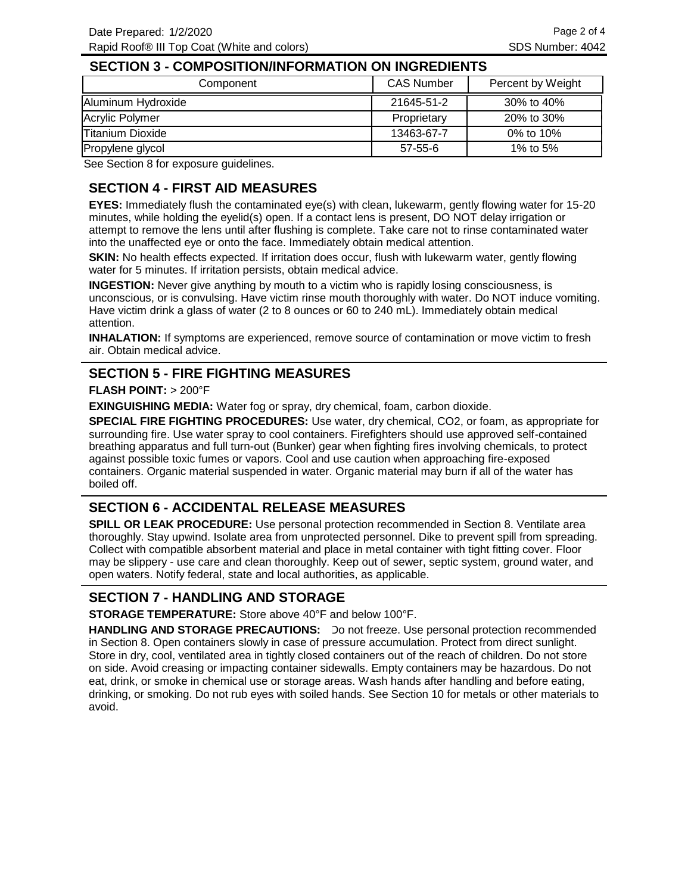## SECTION 3 - COMPOSITION/INFORMATION ON INGREDIENTS

| Component | CAS Number | Percent by Weight |
|---|---|---|
| Aluminum Hydroxide | 21645-51-2 | 30% to 40% |
| Acrylic Polymer | Proprietary | 20% to 30% |
| Titanium Dioxide | 13463-67-7 | 0% to 10% |
| Propylene glycol | 57-55-6 | 1% to 5% |

See Section 8 for exposure guidelines.

## SECTION 4 - FIRST AID MEASURES

**EYES:** Immediately flush the contaminated eye(s) with clean, lukewarm, gently flowing water for 15-20 minutes, while holding the eyelid(s) open. If a contact lens is present, DO NOT delay irrigation or attempt to remove the lens until after flushing is complete. Take care not to rinse contaminated water into the unaffected eye or onto the face. Immediately obtain medical attention.

**SKIN:** No health effects expected. If irritation does occur, flush with lukewarm water, gently flowing water for 5 minutes. If irritation persists, obtain medical advice.

**INGESTION:** Never give anything by mouth to a victim who is rapidly losing consciousness, is unconscious, or is convulsing. Have victim rinse mouth thoroughly with water. Do NOT induce vomiting. Have victim drink a glass of water (2 to 8 ounces or 60 to 240 mL). Immediately obtain medical attention.

**INHALATION:** If symptoms are experienced, remove source of contamination or move victim to fresh air. Obtain medical advice.

## SECTION 5 - FIRE FIGHTING MEASURES

**FLASH POINT:** > 200°F

**EXINGUISHING MEDIA:** Water fog or spray, dry chemical, foam, carbon dioxide.

**SPECIAL FIRE FIGHTING PROCEDURES:** Use water, dry chemical, CO2, or foam, as appropriate for surrounding fire. Use water spray to cool containers. Firefighters should use approved self-contained breathing apparatus and full turn-out (Bunker) gear when fighting fires involving chemicals, to protect against possible toxic fumes or vapors. Cool and use caution when approaching fire-exposed containers. Organic material suspended in water. Organic material may burn if all of the water has boiled off.

## SECTION 6 - ACCIDENTAL RELEASE MEASURES

**SPILL OR LEAK PROCEDURE:** Use personal protection recommended in Section 8. Ventilate area thoroughly. Stay upwind. Isolate area from unprotected personnel. Dike to prevent spill from spreading. Collect with compatible absorbent material and place in metal container with tight fitting cover. Floor may be slippery - use care and clean thoroughly. Keep out of sewer, septic system, ground water, and open waters. Notify federal, state and local authorities, as applicable.

## SECTION 7 - HANDLING AND STORAGE

**STORAGE TEMPERATURE:** Store above 40°F and below 100°F.

**HANDLING AND STORAGE PRECAUTIONS:** Do not freeze. Use personal protection recommended in Section 8. Open containers slowly in case of pressure accumulation. Protect from direct sunlight. Store in dry, cool, ventilated area in tightly closed containers out of the reach of children. Do not store on side. Avoid creasing or impacting container sidewalls. Empty containers may be hazardous. Do not eat, drink, or smoke in chemical use or storage areas. Wash hands after handling and before eating, drinking, or smoking. Do not rub eyes with soiled hands. See Section 10 for metals or other materials to avoid.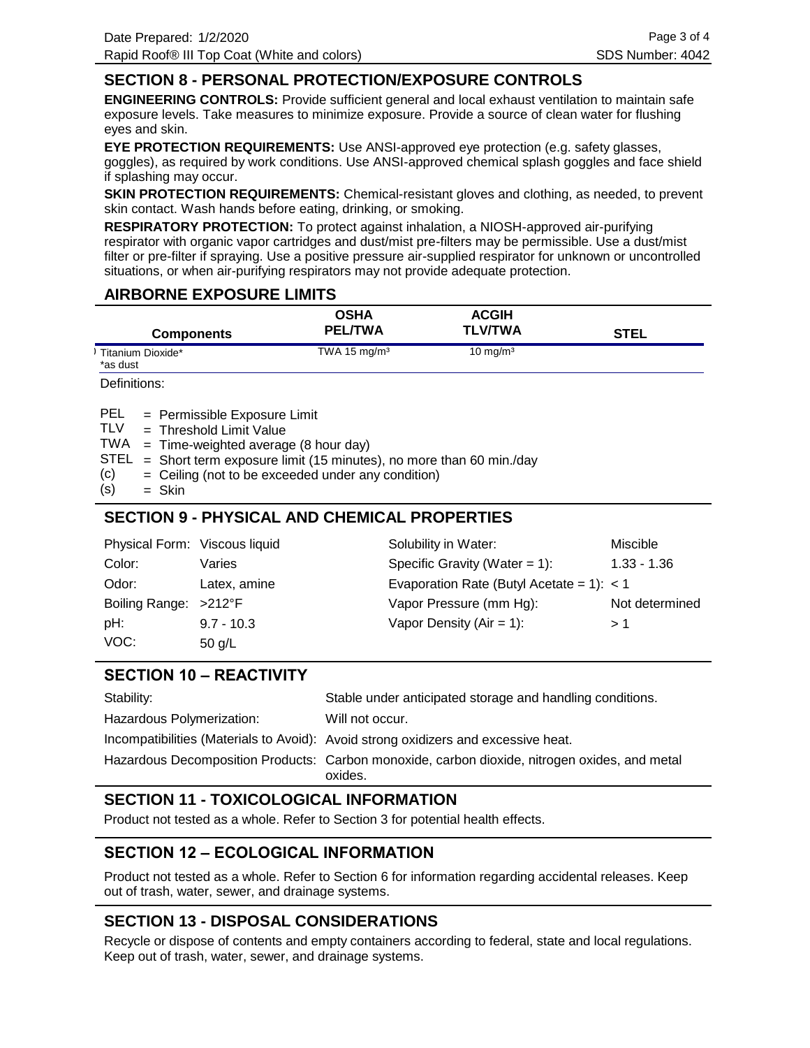## SECTION 8 - PERSONAL PROTECTION/EXPOSURE CONTROLS

**ENGINEERING CONTROLS:** Provide sufficient general and local exhaust ventilation to maintain safe exposure levels. Take measures to minimize exposure. Provide a source of clean water for flushing eyes and skin.

**EYE PROTECTION REQUIREMENTS:** Use ANSI-approved eye protection (e.g. safety glasses, goggles), as required by work conditions. Use ANSI-approved chemical splash goggles and face shield if splashing may occur.

**SKIN PROTECTION REQUIREMENTS:** Chemical-resistant gloves and clothing, as needed, to prevent skin contact. Wash hands before eating, drinking, or smoking.

**RESPIRATORY PROTECTION:** To protect against inhalation, a NIOSH-approved air-purifying respirator with organic vapor cartridges and dust/mist pre-filters may be permissible. Use a dust/mist filter or pre-filter if spraying. Use a positive pressure air-supplied respirator for unknown or uncontrolled situations, or when air-purifying respirators may not provide adequate protection.

## AIRBORNE EXPOSURE LIMITS

| Components | OSHA PEL/TWA | ACGIH TLV/TWA | STEL |
|---|---|---|---|
| Titanium Dioxide* *as dust | TWA 15 mg/m³ | 10 mg/m³ | |

Definitions:

- PEL = Permissible Exposure Limit
- TLV = Threshold Limit Value
- TWA = Time-weighted average (8 hour day)
- STEL = Short term exposure limit (15 minutes), no more than 60 min./day
- (c) = Ceiling (not to be exceeded under any condition)
- (s) = Skin

## SECTION 9 - PHYSICAL AND CHEMICAL PROPERTIES

| | | | |
|---|---|---|---|
| Physical Form: | Viscous liquid | Solubility in Water: | Miscible |
| Color: | Varies | Specific Gravity (Water = 1): | 1.33 - 1.36 |
| Odor: | Latex, amine | Evaporation Rate (Butyl Acetate = 1): | < 1 |
| Boiling Range: | >212°F | Vapor Pressure (mm Hg): | Not determined |
| pH: | 9.7 - 10.3 | Vapor Density (Air = 1): | > 1 |
| VOC: | 50 g/L | | |

## SECTION 10 – REACTIVITY

| | |
|---|---|
| Stability: | Stable under anticipated storage and handling conditions. |
| Hazardous Polymerization: | Will not occur. |
| Incompatibilities (Materials to Avoid): | Avoid strong oxidizers and excessive heat. |
| Hazardous Decomposition Products: | Carbon monoxide, carbon dioxide, nitrogen oxides, and metal oxides. |

## SECTION 11 - TOXICOLOGICAL INFORMATION

Product not tested as a whole. Refer to Section 3 for potential health effects.

## SECTION 12 – ECOLOGICAL INFORMATION

Product not tested as a whole. Refer to Section 6 for information regarding accidental releases. Keep out of trash, water, sewer, and drainage systems.

## SECTION 13 - DISPOSAL CONSIDERATIONS

Recycle or dispose of contents and empty containers according to federal, state and local regulations. Keep out of trash, water, sewer, and drainage systems.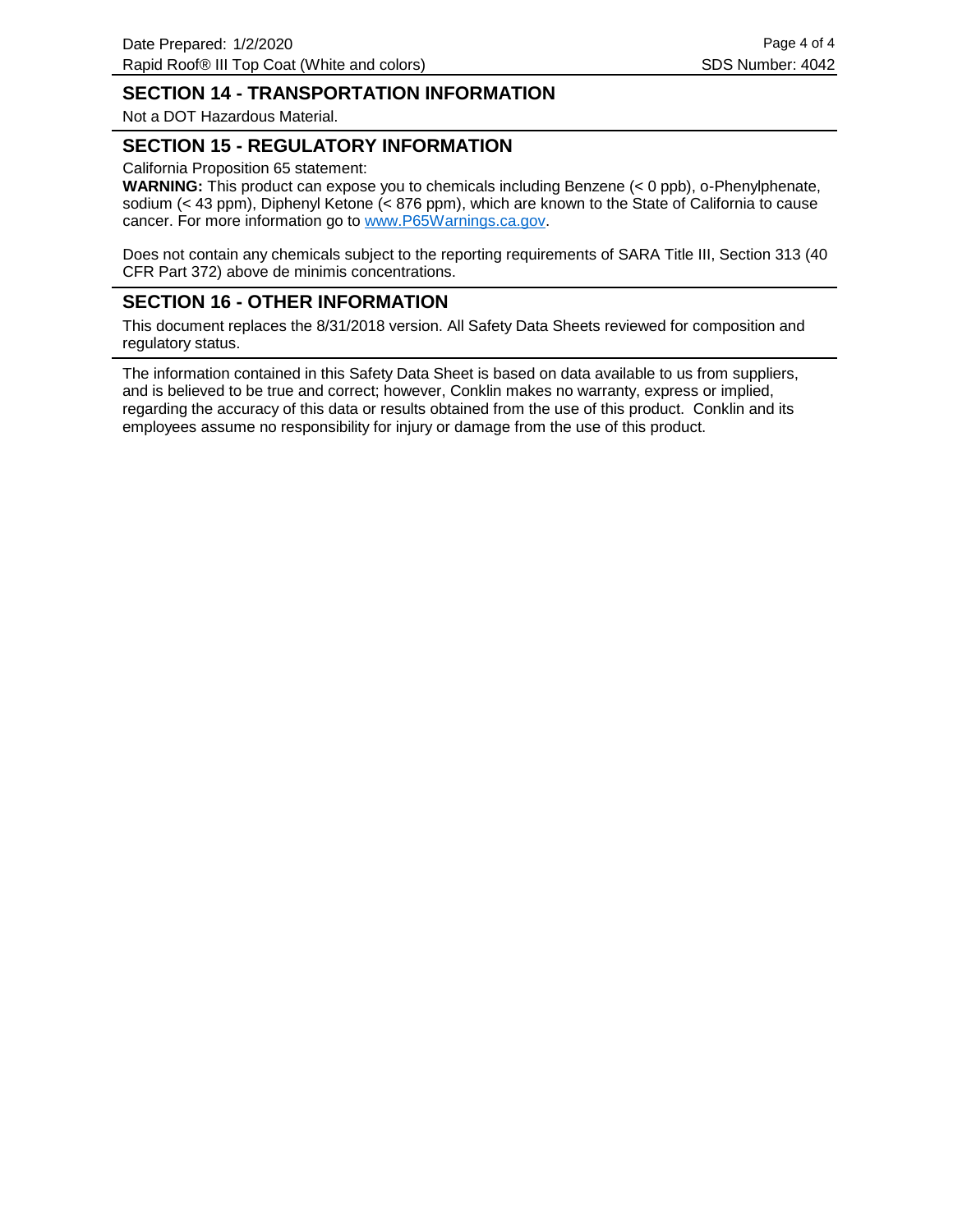## SECTION 14 - TRANSPORTATION INFORMATION

Not a DOT Hazardous Material.

## SECTION 15 - REGULATORY INFORMATION

California Proposition 65 statement:

**WARNING:** This product can expose you to chemicals including Benzene (< 0 ppb), o-Phenylphenate, sodium (< 43 ppm), Diphenyl Ketone (< 876 ppm), which are known to the State of California to cause cancer. For more information go to www.P65Warnings.ca.gov.

Does not contain any chemicals subject to the reporting requirements of SARA Title III, Section 313 (40 CFR Part 372) above de minimis concentrations.

## SECTION 16 - OTHER INFORMATION

This document replaces the 8/31/2018 version. All Safety Data Sheets reviewed for composition and regulatory status.

The information contained in this Safety Data Sheet is based on data available to us from suppliers, and is believed to be true and correct; however, Conklin makes no warranty, express or implied, regarding the accuracy of this data or results obtained from the use of this product. Conklin and its employees assume no responsibility for injury or damage from the use of this product.